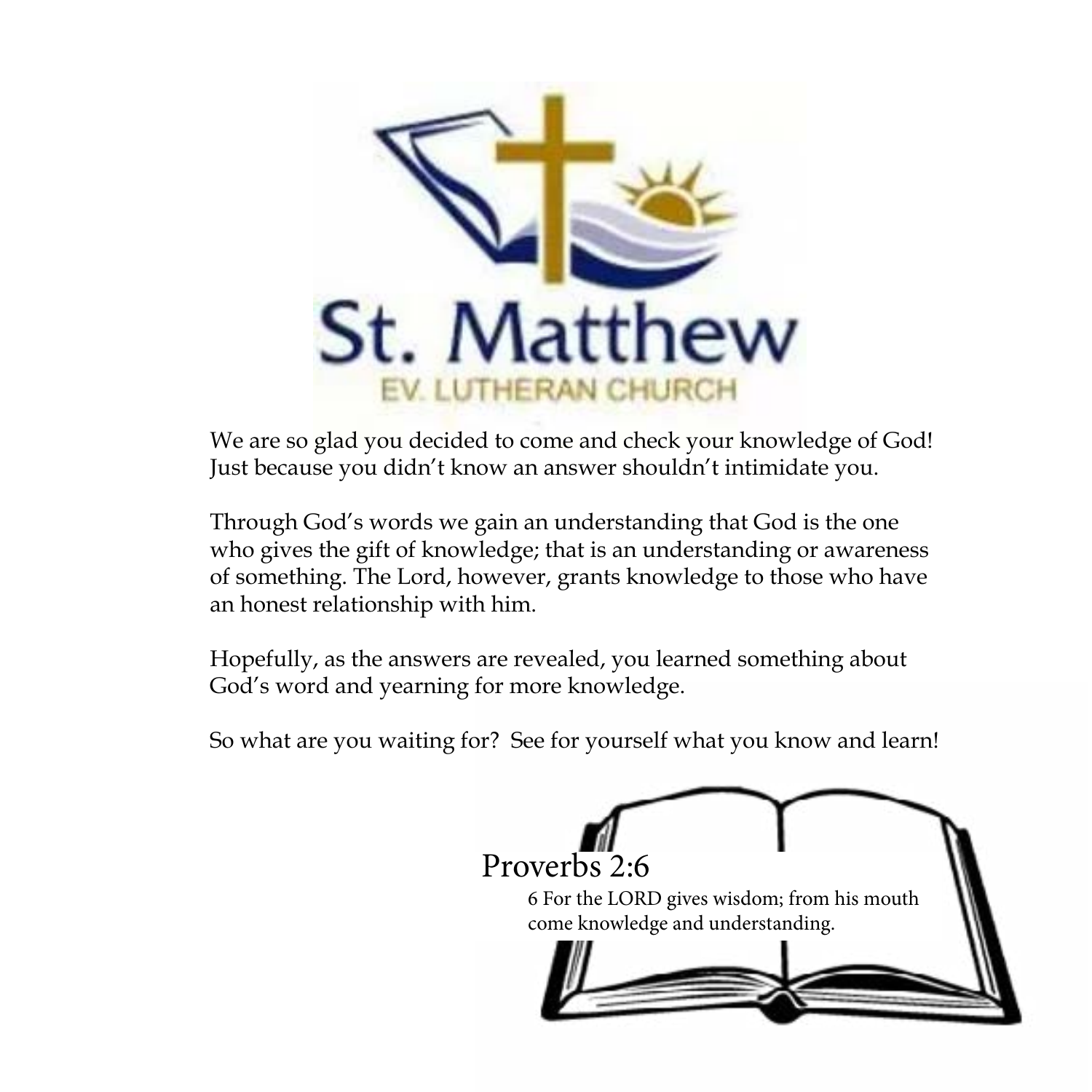# St. Matthew

## EV. LUTHERAN CHURCH

We are so glad you decided to come and check your knowledge of God! Just because you didn't know an answer shouldn't intimidate you.

Through God's words we gain an understanding that God is the one who gives the gift of knowledge; that is an understanding or awareness of something. The Lord, however, grants knowledge to those who have an honest relationship with him.

Hopefully, as the answers are revealed, you learned something about God's word and yearning for more knowledge.

So what are you waiting for? See for yourself what you know and learn!

Proverbs 2:6

6 For the LORD gives wisdom; from his mouth come knowledge and understanding.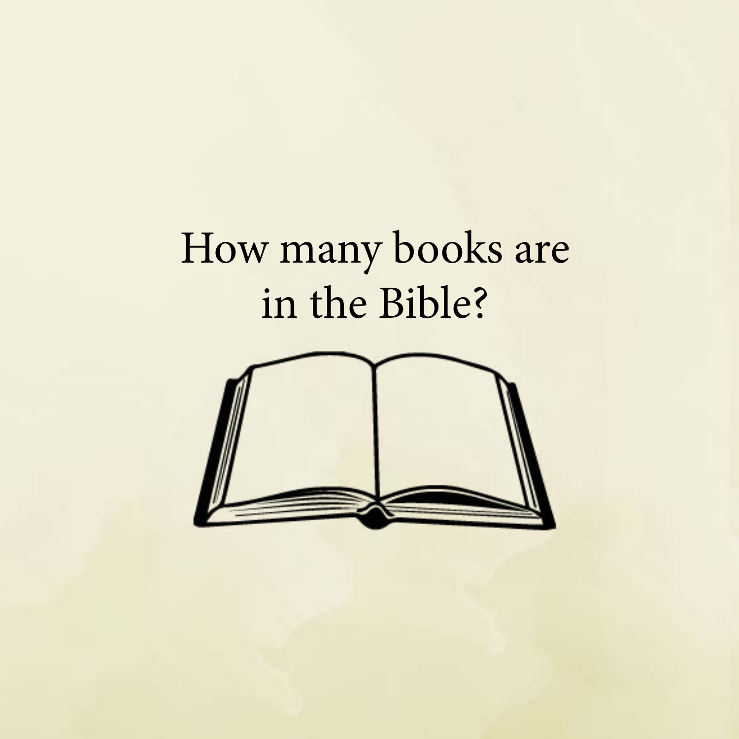How many books are in the Bible?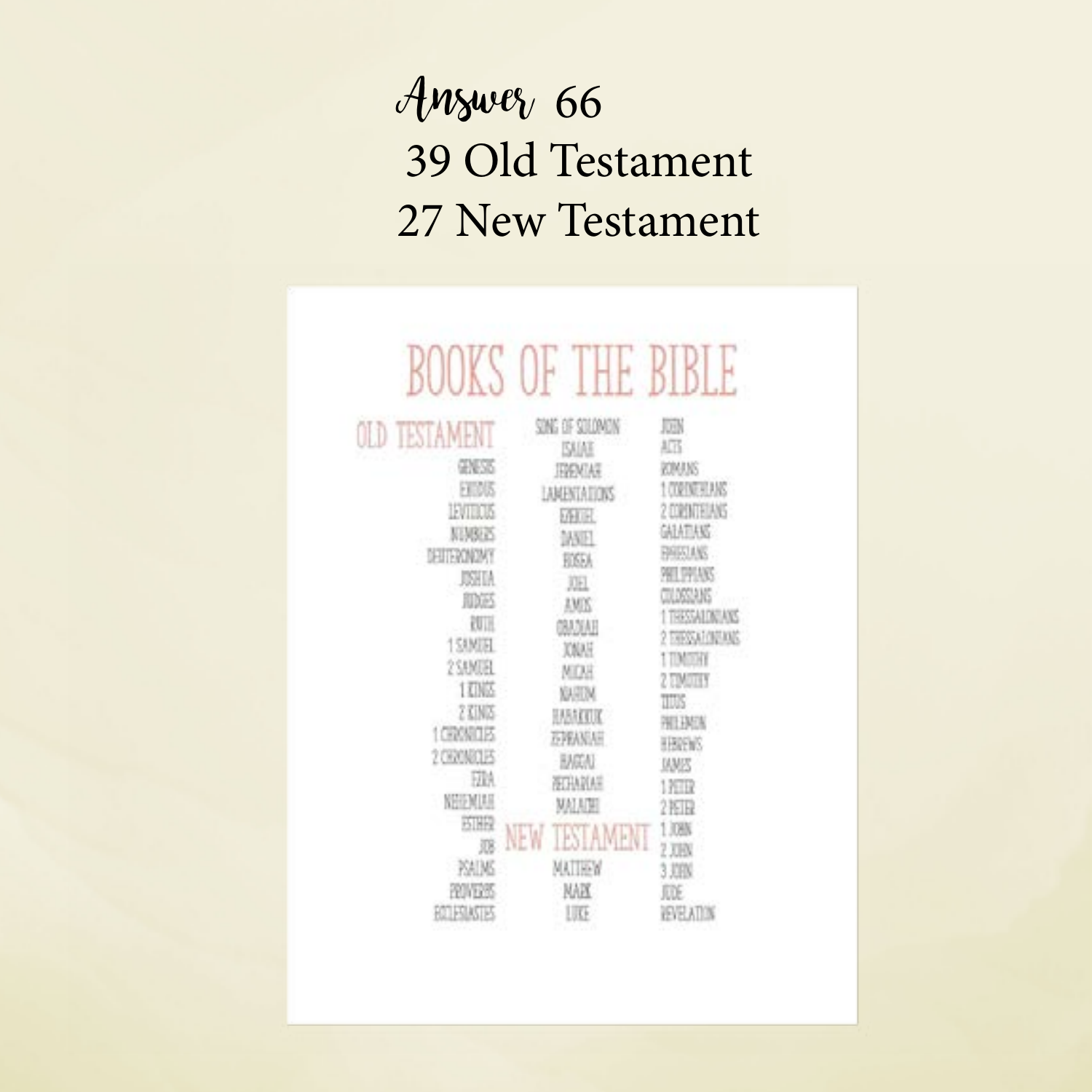*Answer* 66

39 Old Testament

27 New Testament

# BOOKS OF THE BIBLE

## OLD TESTAMENT

Genesis
Exodus
Leviticus
Numbers
Deuteronomy
Joshua
Judges
Ruth
1 Samuel
2 Samuel
1 Kings
2 Kings
1 Chronicles
2 Chronicles
Ezra
Nehemiah
Esther
Job
Psalms
Proverbs
Ecclesiastes
Song of Solomon
Isaiah
Jeremiah
Lamentations
Ezekiel
Daniel
Hosea
Joel
Amos
Obadiah
Jonah
Micah
Nahum
Habakkuk
Zephaniah
Haggai
Zechariah
Malachi

## NEW TESTAMENT

Matthew
Mark
Luke
John
Acts
Romans
1 Corinthians
2 Corinthians
Galatians
Ephesians
Philippians
Colossians
1 Thessalonians
2 Thessalonians
1 Timothy
2 Timothy
Titus
Philemon
Hebrews
James
1 Peter
2 Peter
1 John
2 John
3 John
Jude
Revelation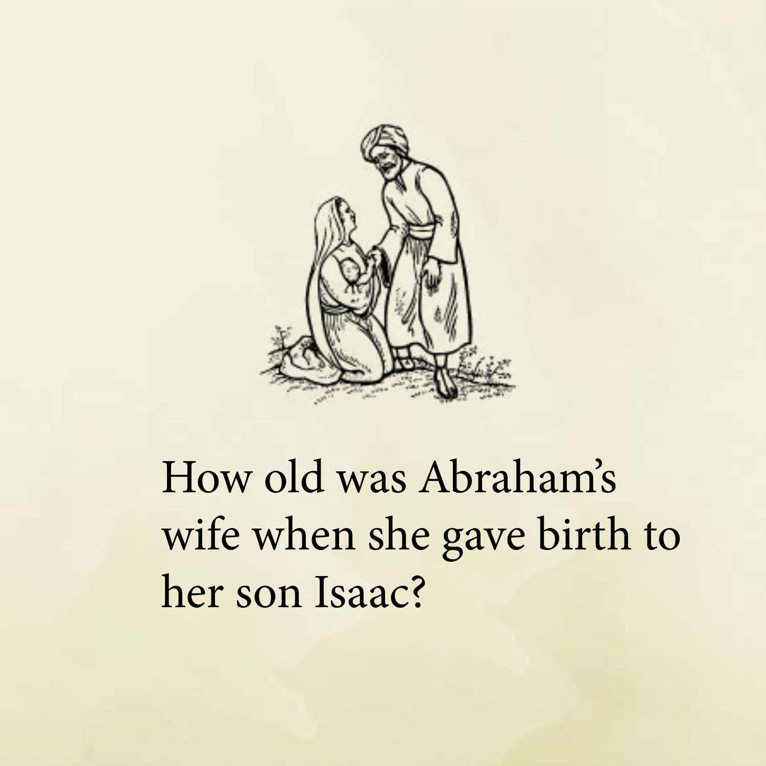How old was Abraham's wife when she gave birth to her son Isaac?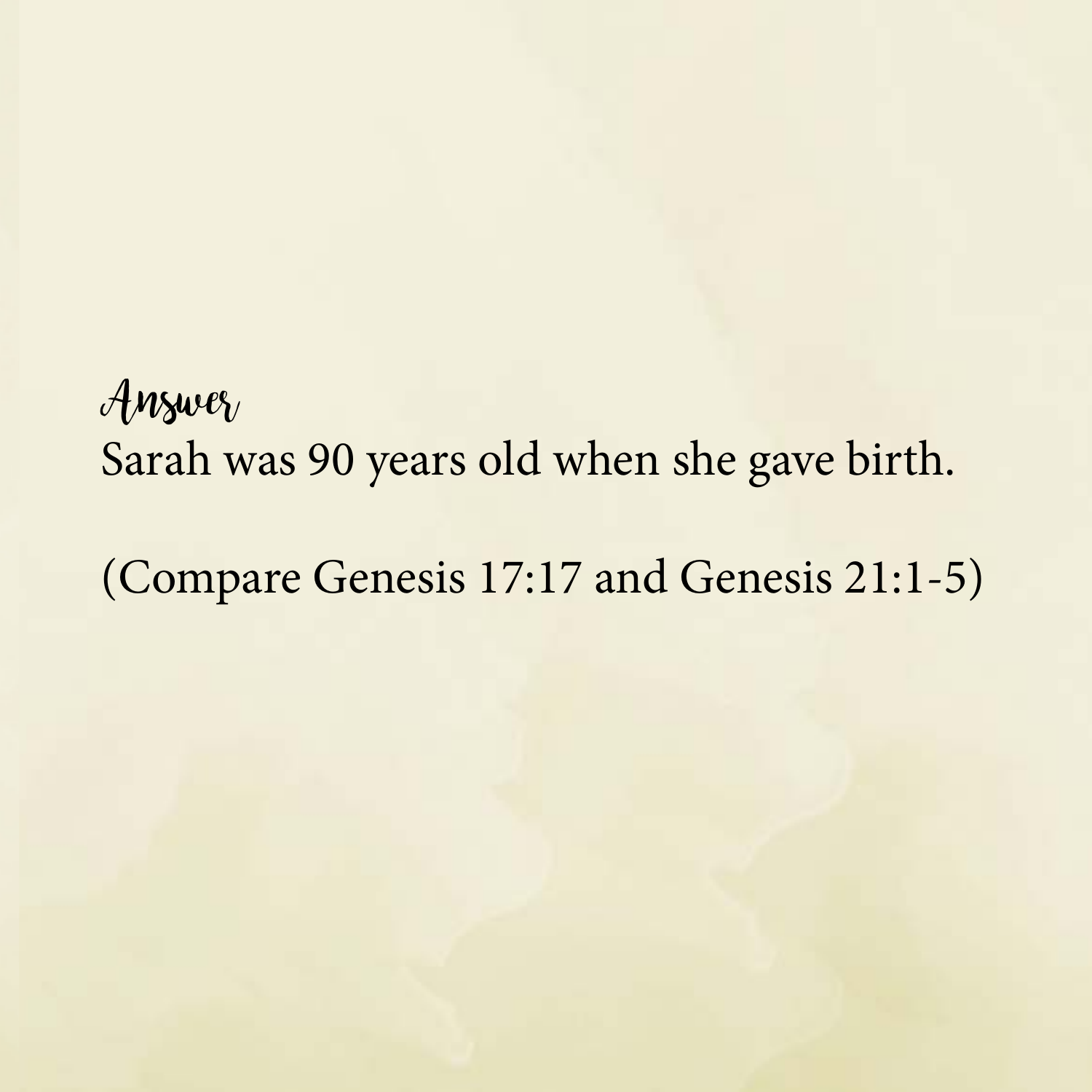*Answer*

Sarah was 90 years old when she gave birth.

(Compare Genesis 17:17 and Genesis 21:1-5)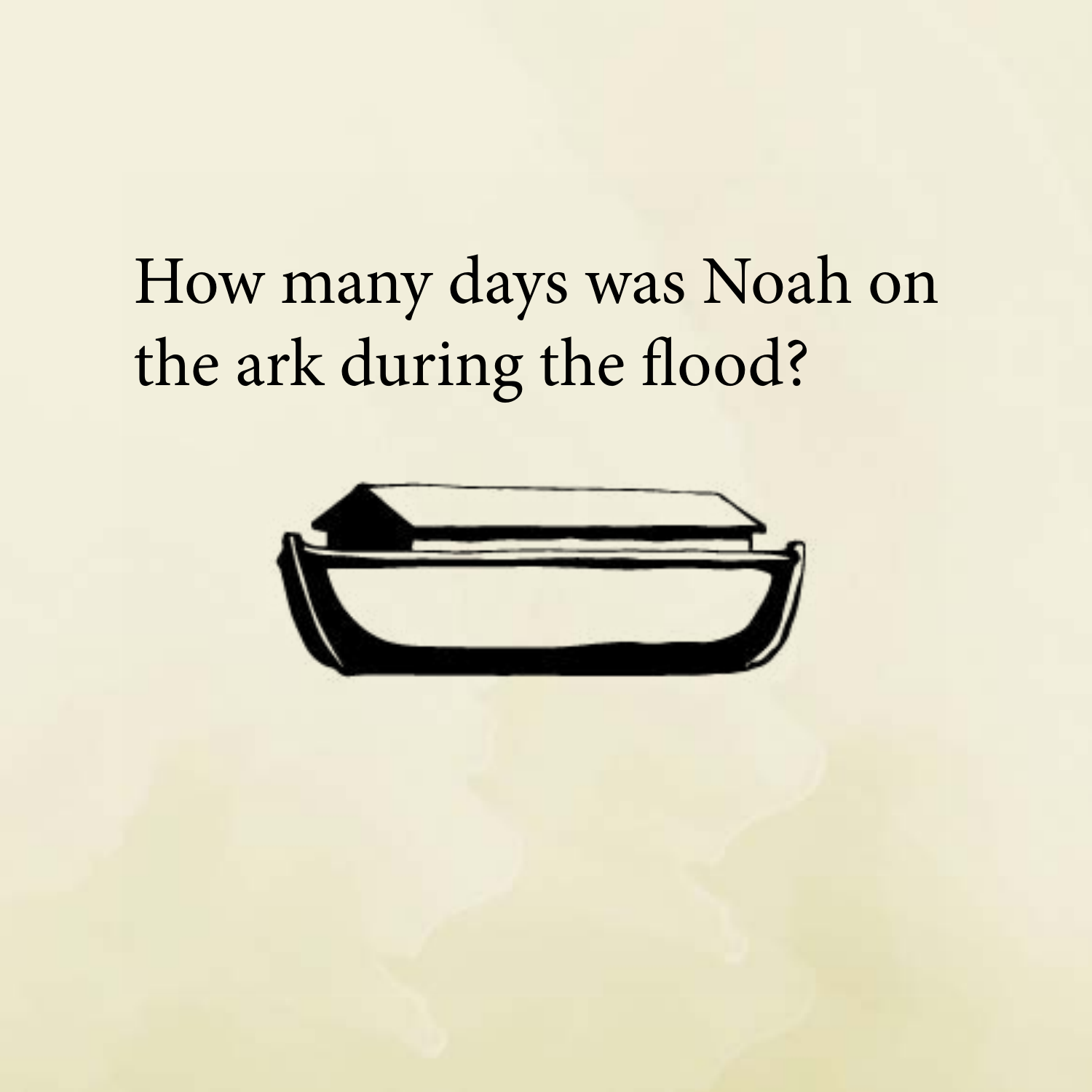How many days was Noah on the ark during the flood?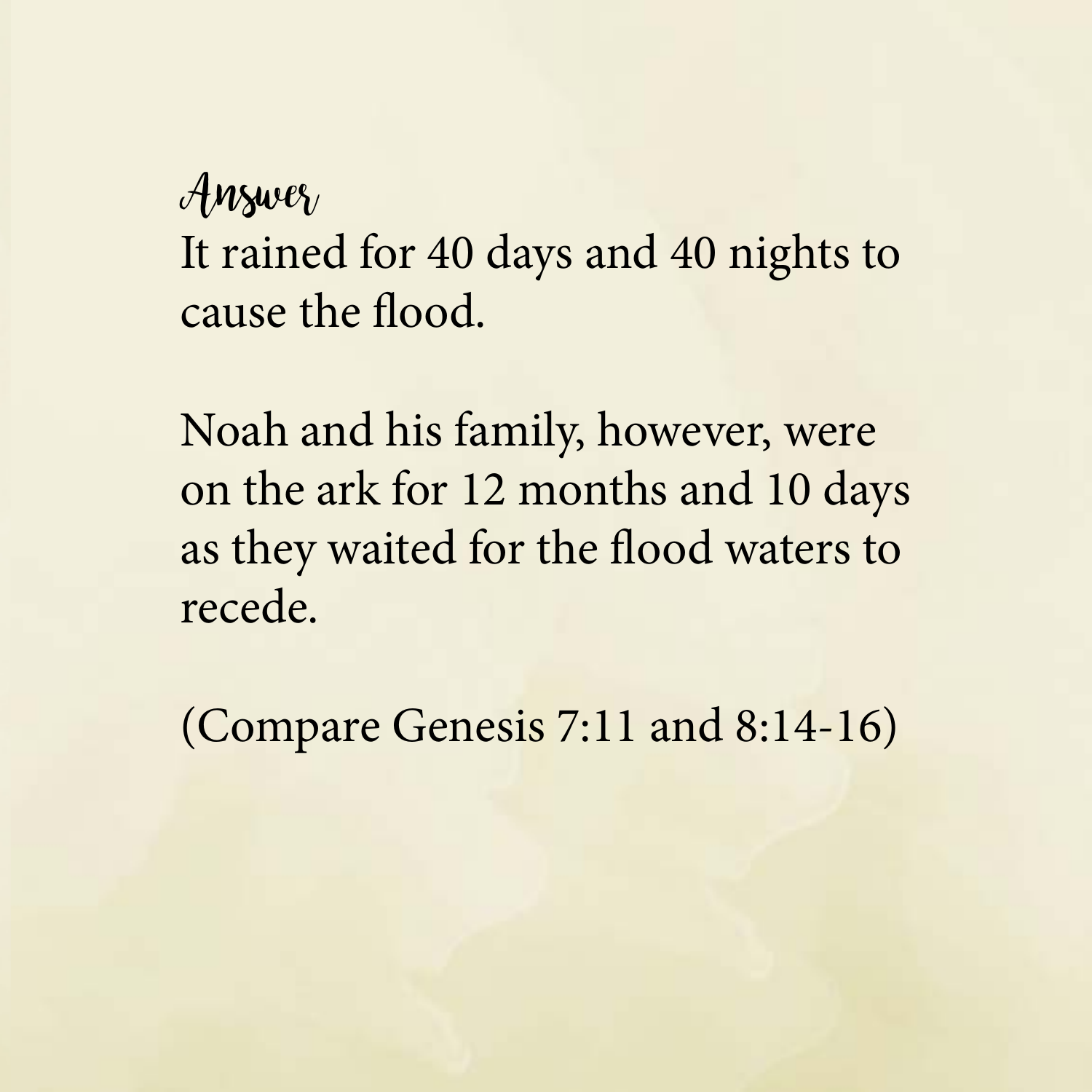*Answer*

It rained for 40 days and 40 nights to cause the flood.

Noah and his family, however, were on the ark for 12 months and 10 days as they waited for the flood waters to recede.

(Compare Genesis 7:11 and 8:14-16)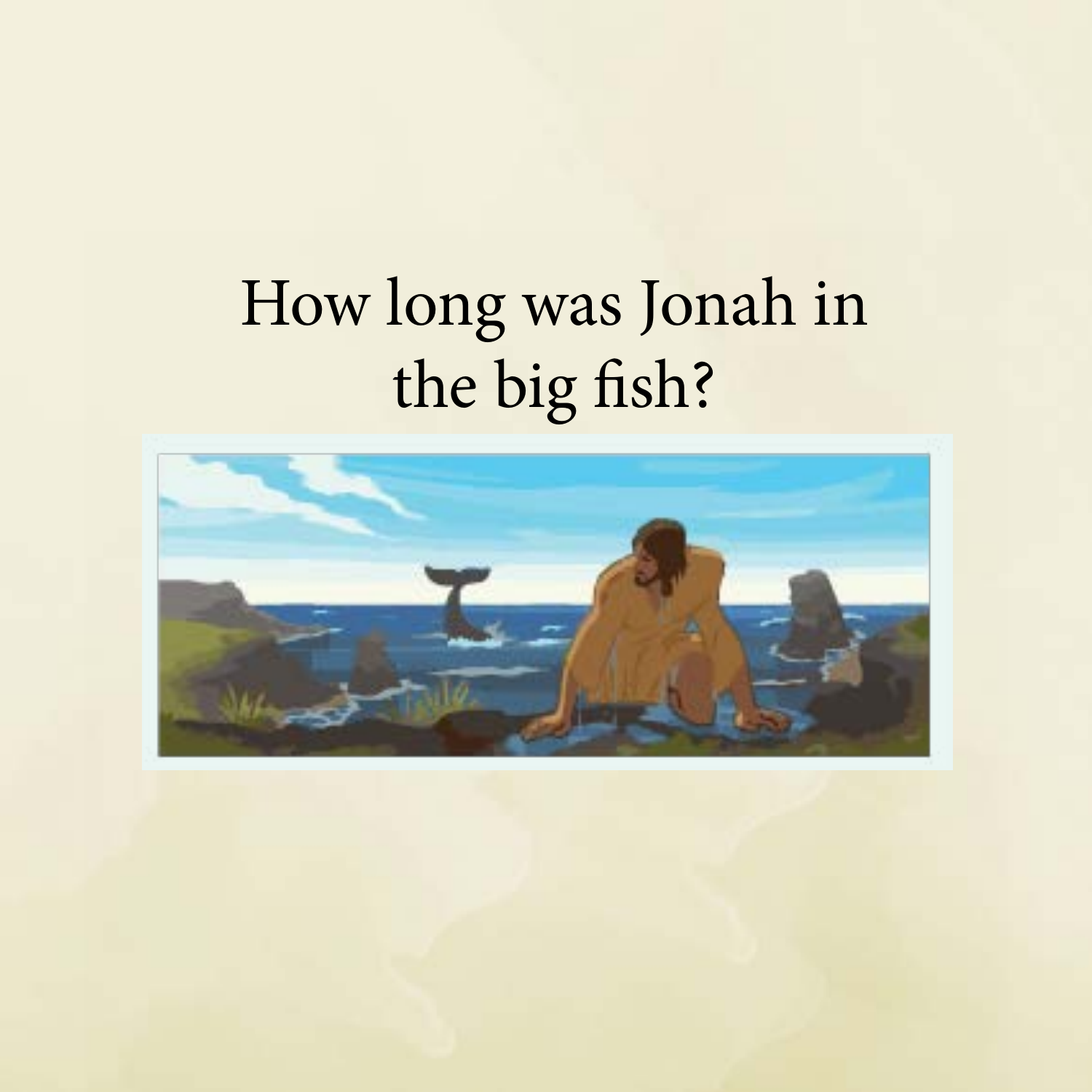How long was Jonah in the big fish?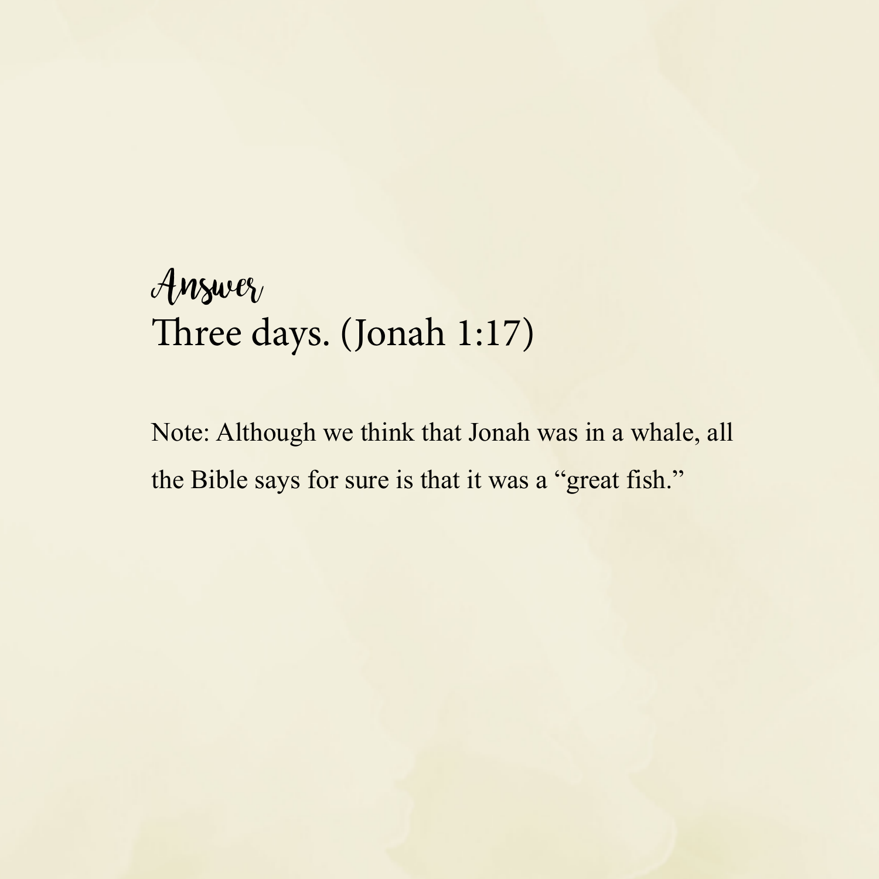## *Answer*

Three days. (Jonah 1:17)

Note: Although we think that Jonah was in a whale, all the Bible says for sure is that it was a "great fish."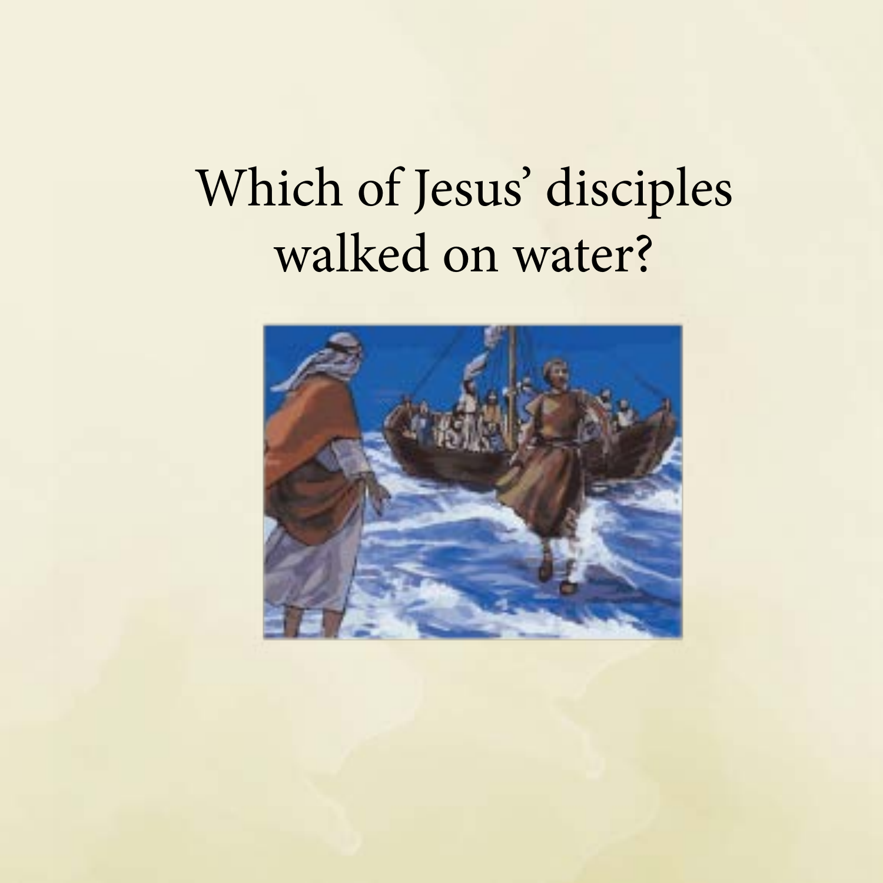Which of Jesus' disciples walked on water?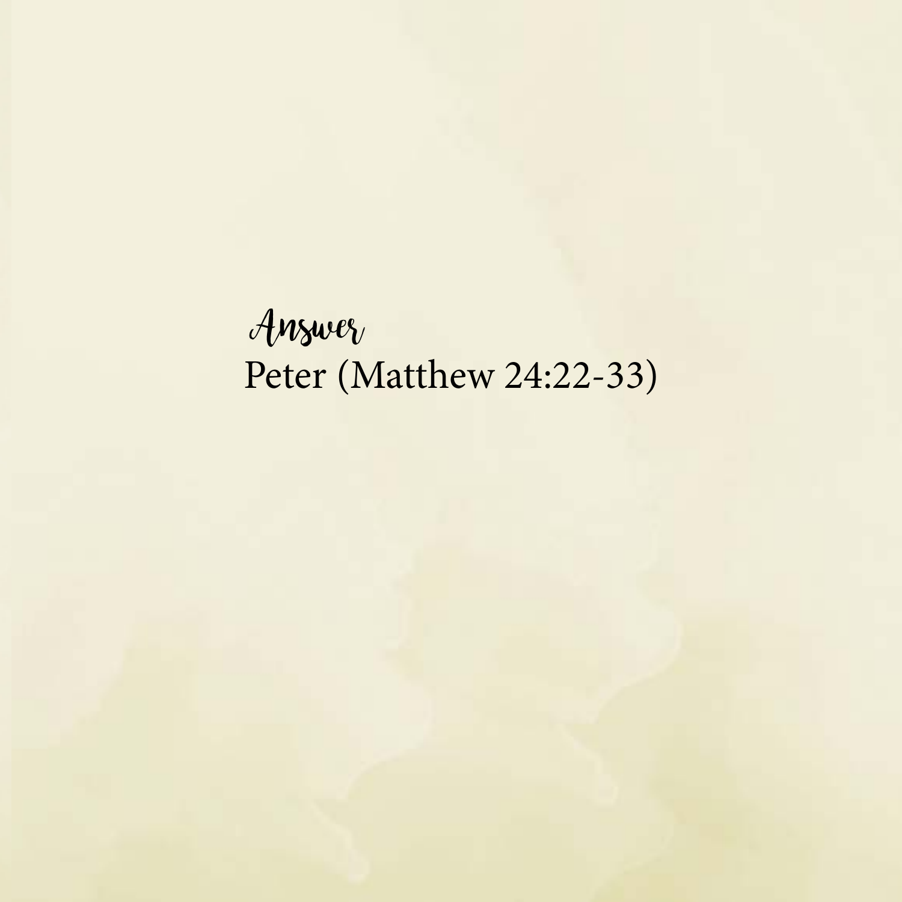*Answer*

Peter (Matthew 24:22-33)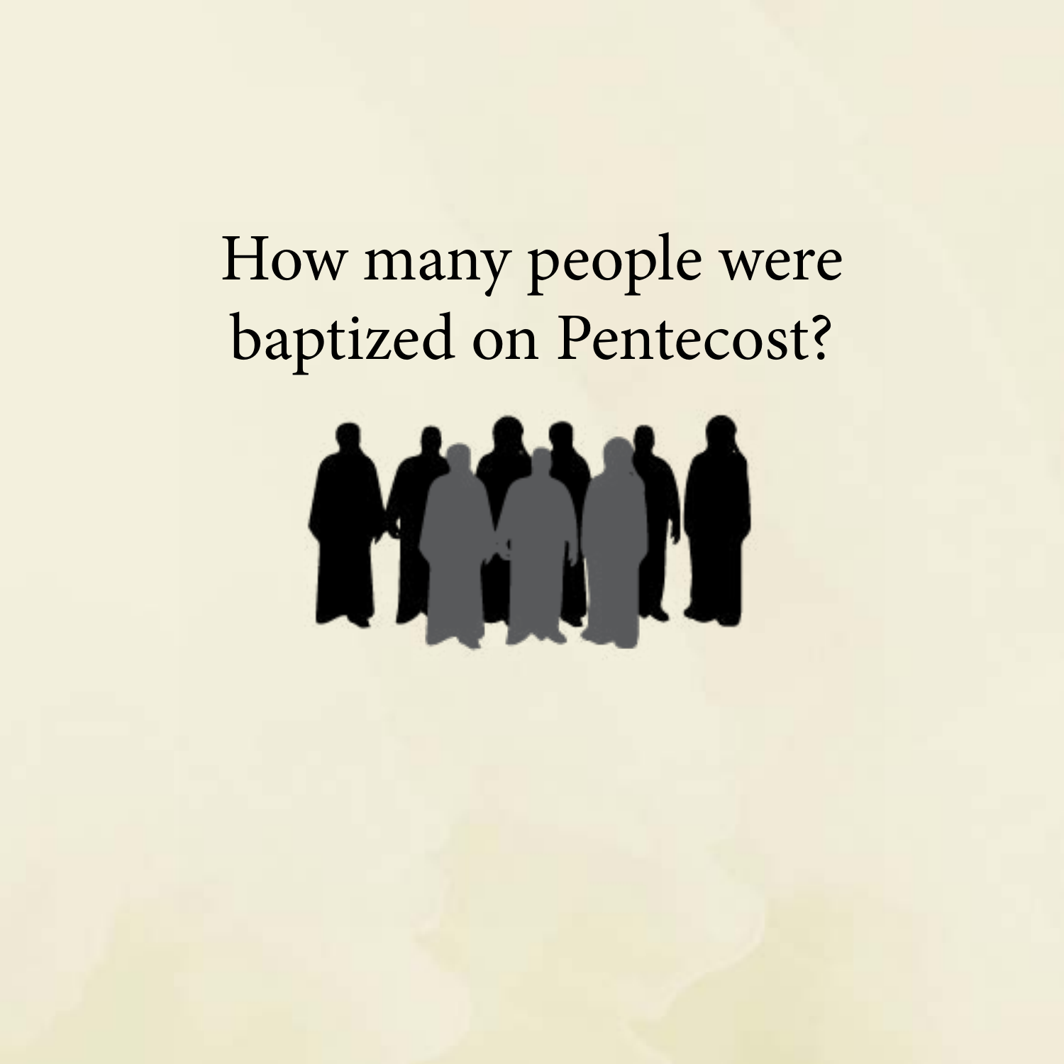How many people were baptized on Pentecost?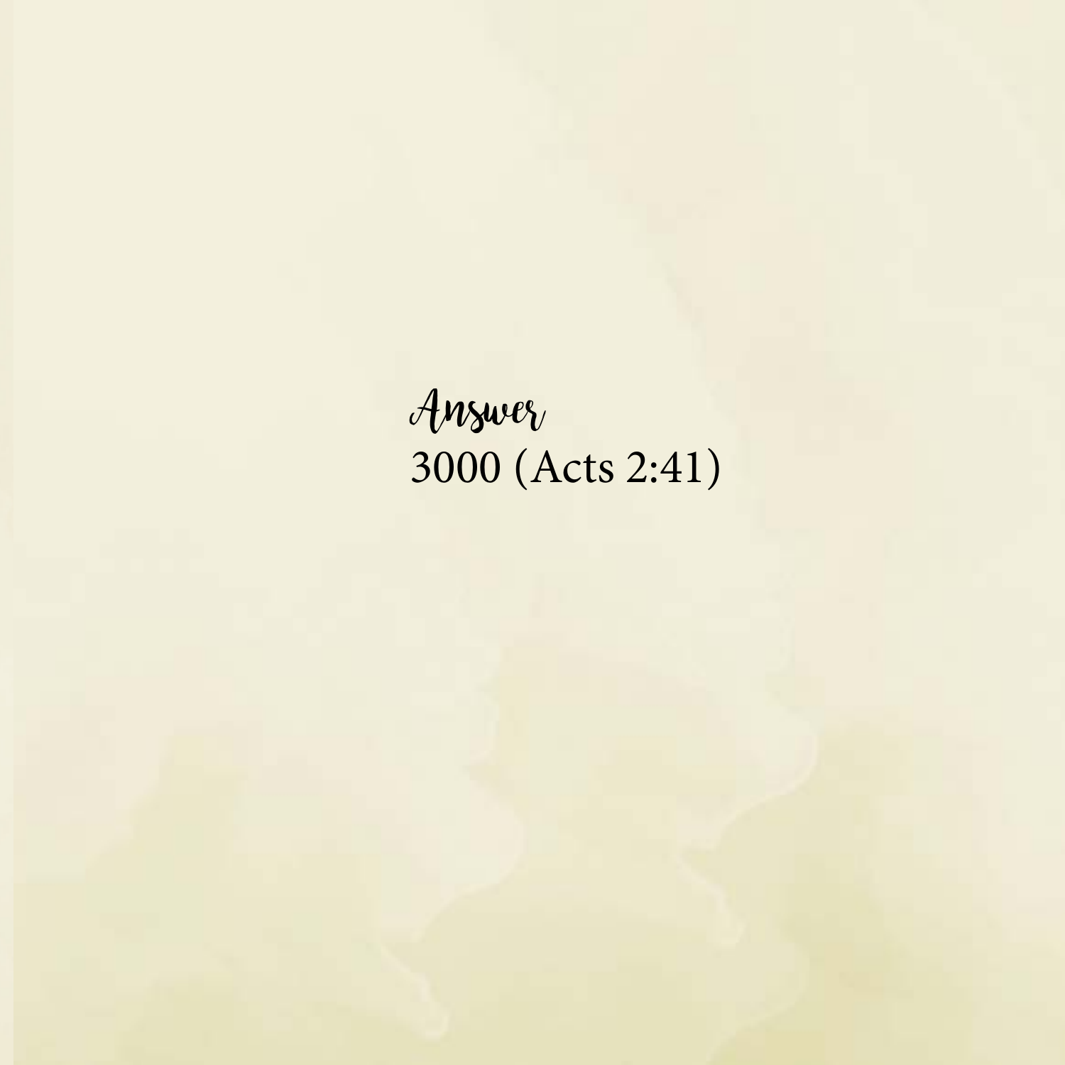*Answer*

3000 (Acts 2:41)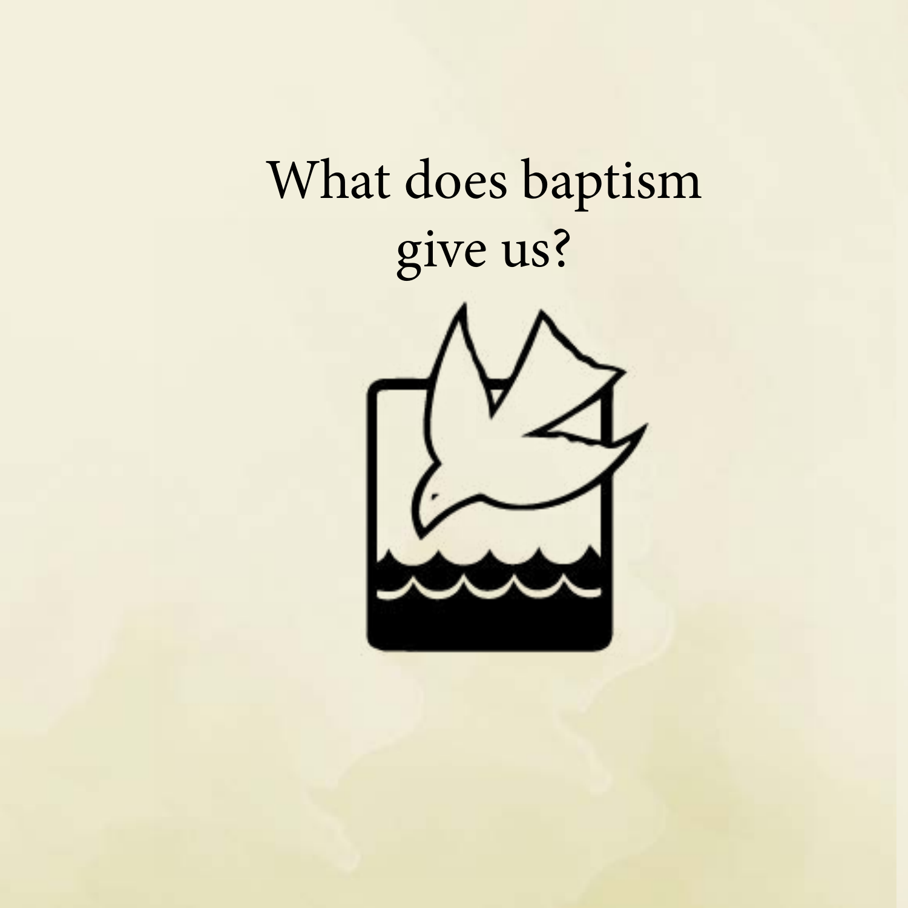What does baptism give us?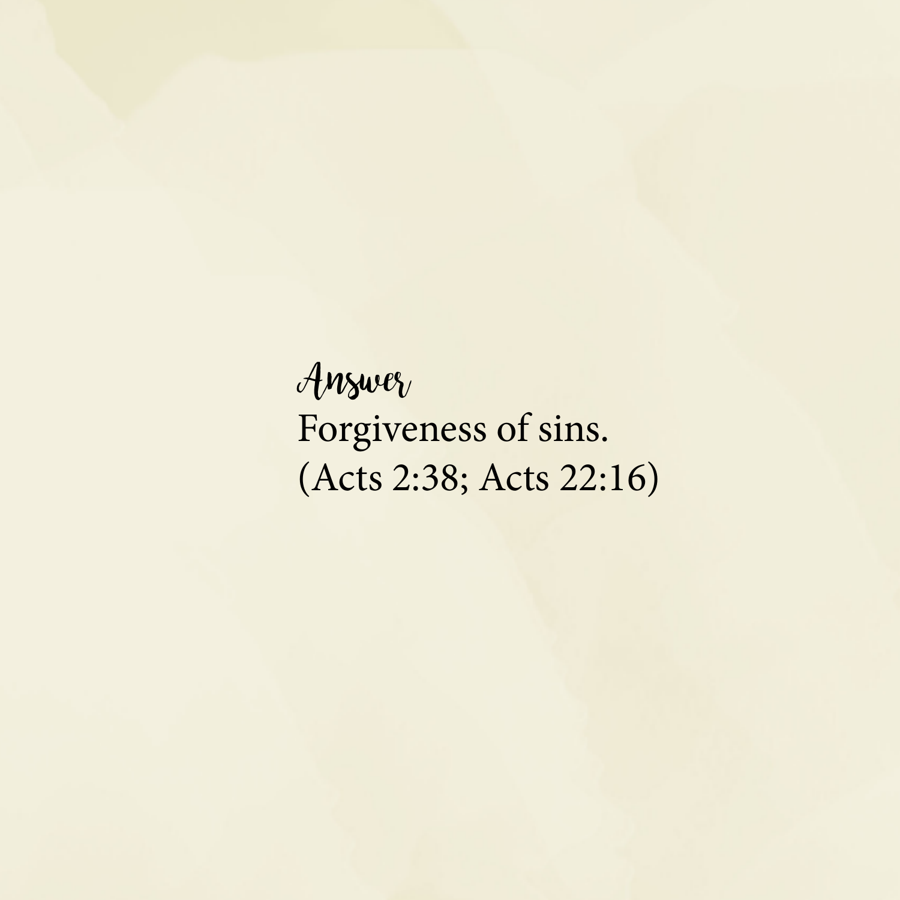*Answer*

Forgiveness of sins.
(Acts 2:38; Acts 22:16)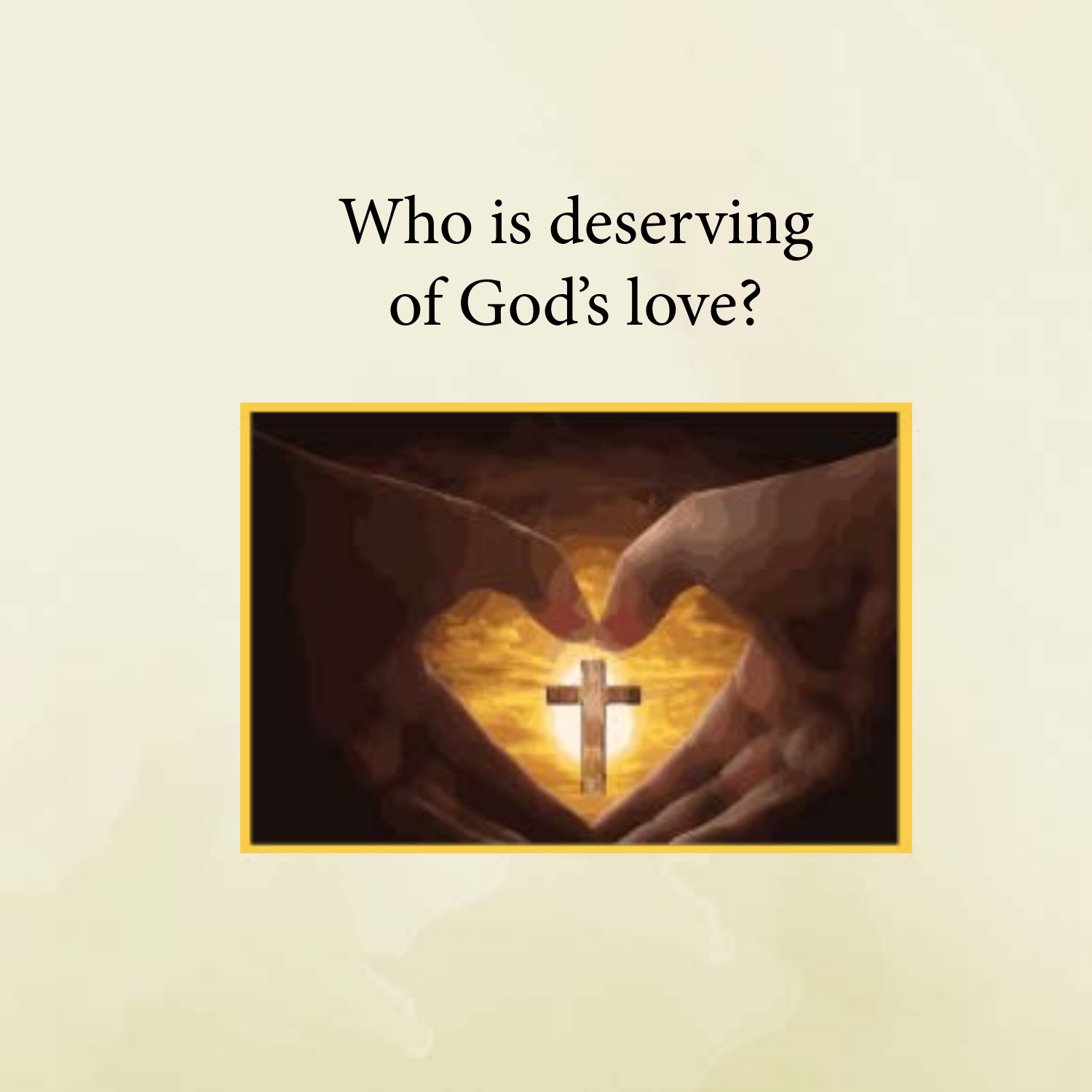# Who is deserving of God's love?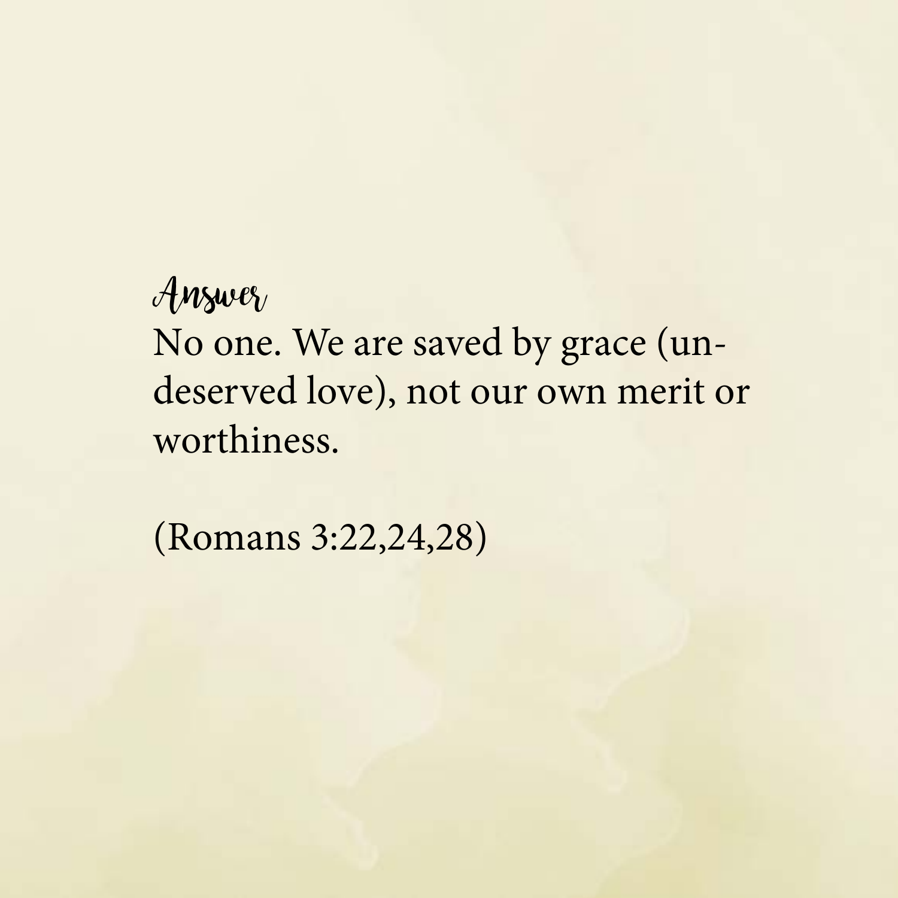*Answer*

No one. We are saved by grace (undeserved love), not our own merit or worthiness.

(Romans 3:22,24,28)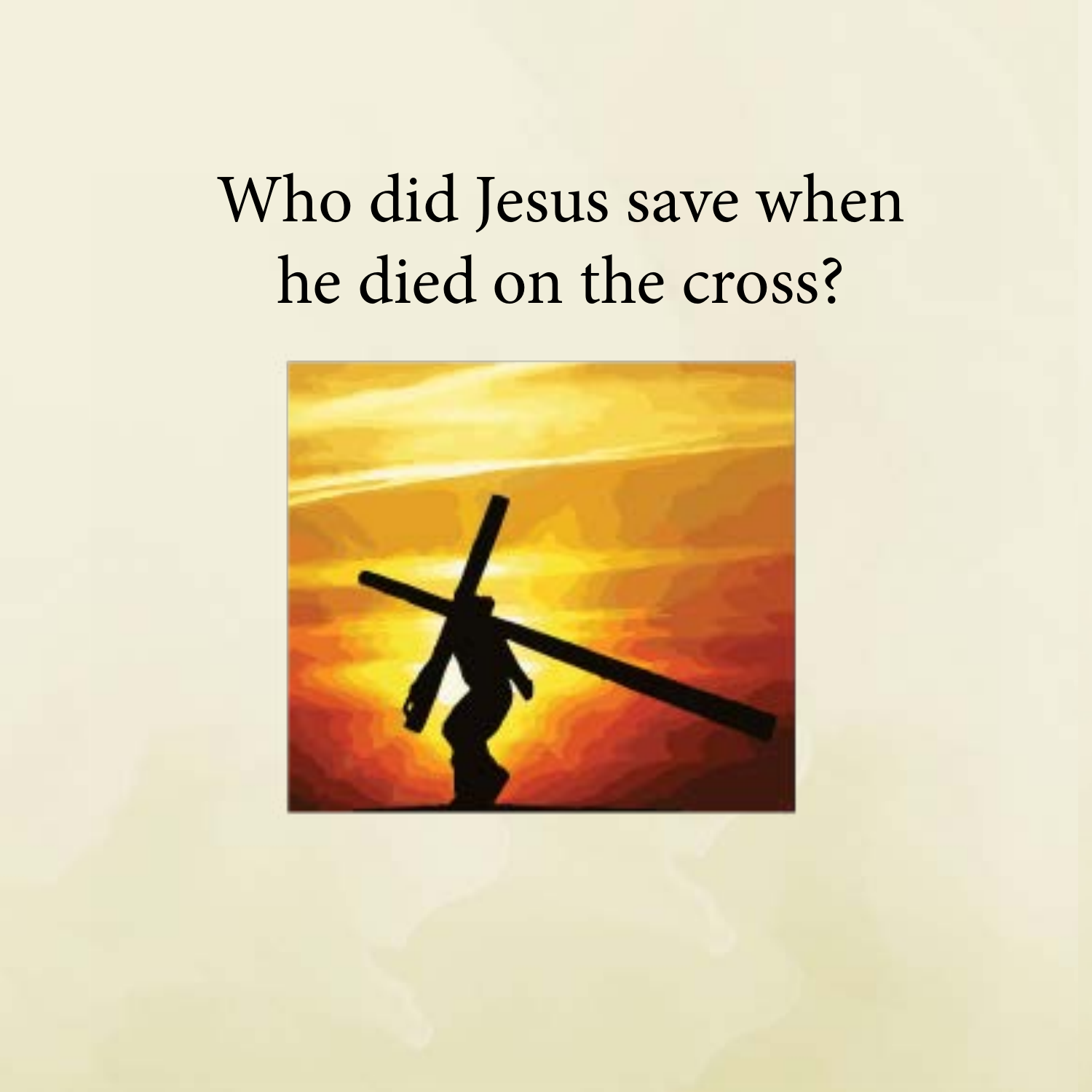Who did Jesus save when he died on the cross?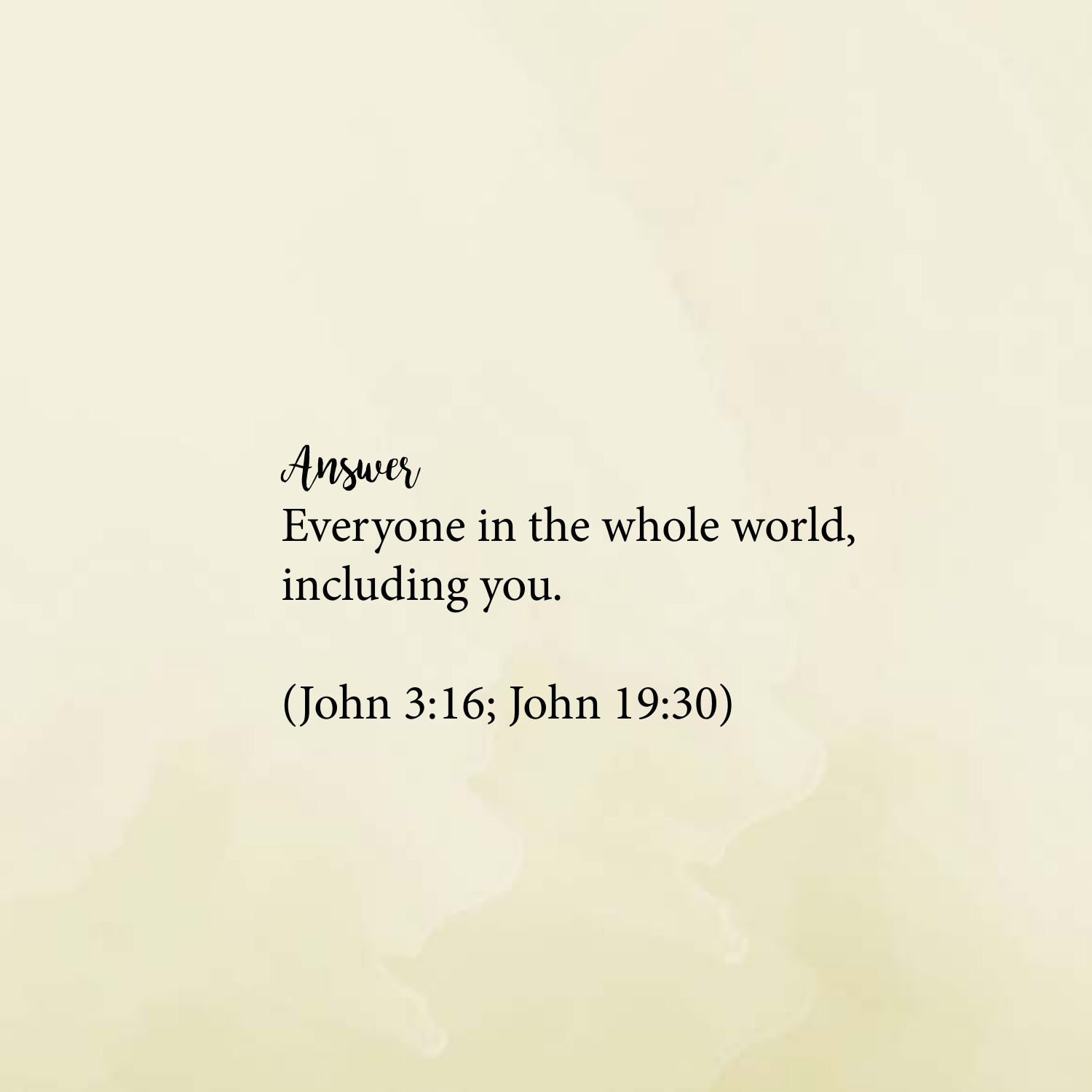*Answer*

Everyone in the whole world, including you.

(John 3:16; John 19:30)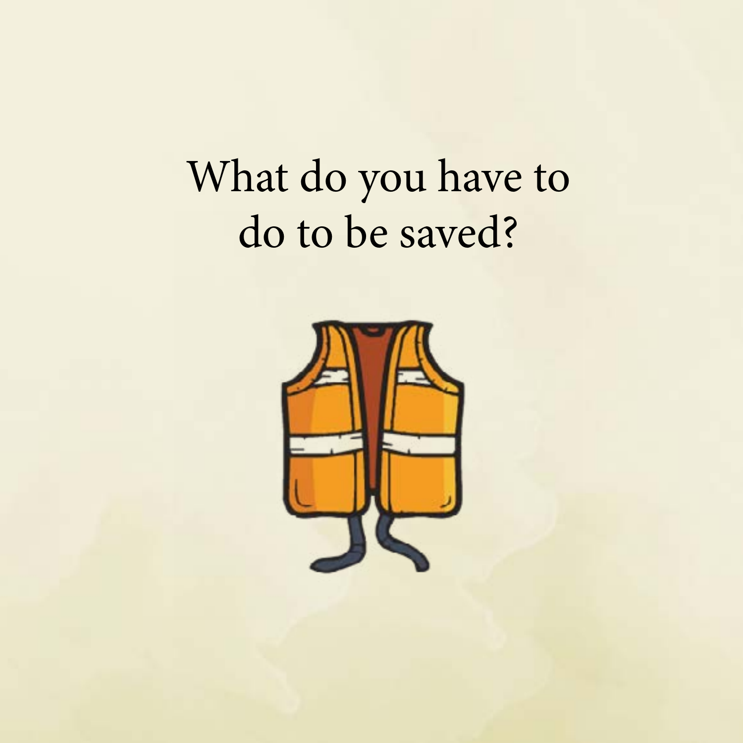What do you have to do to be saved?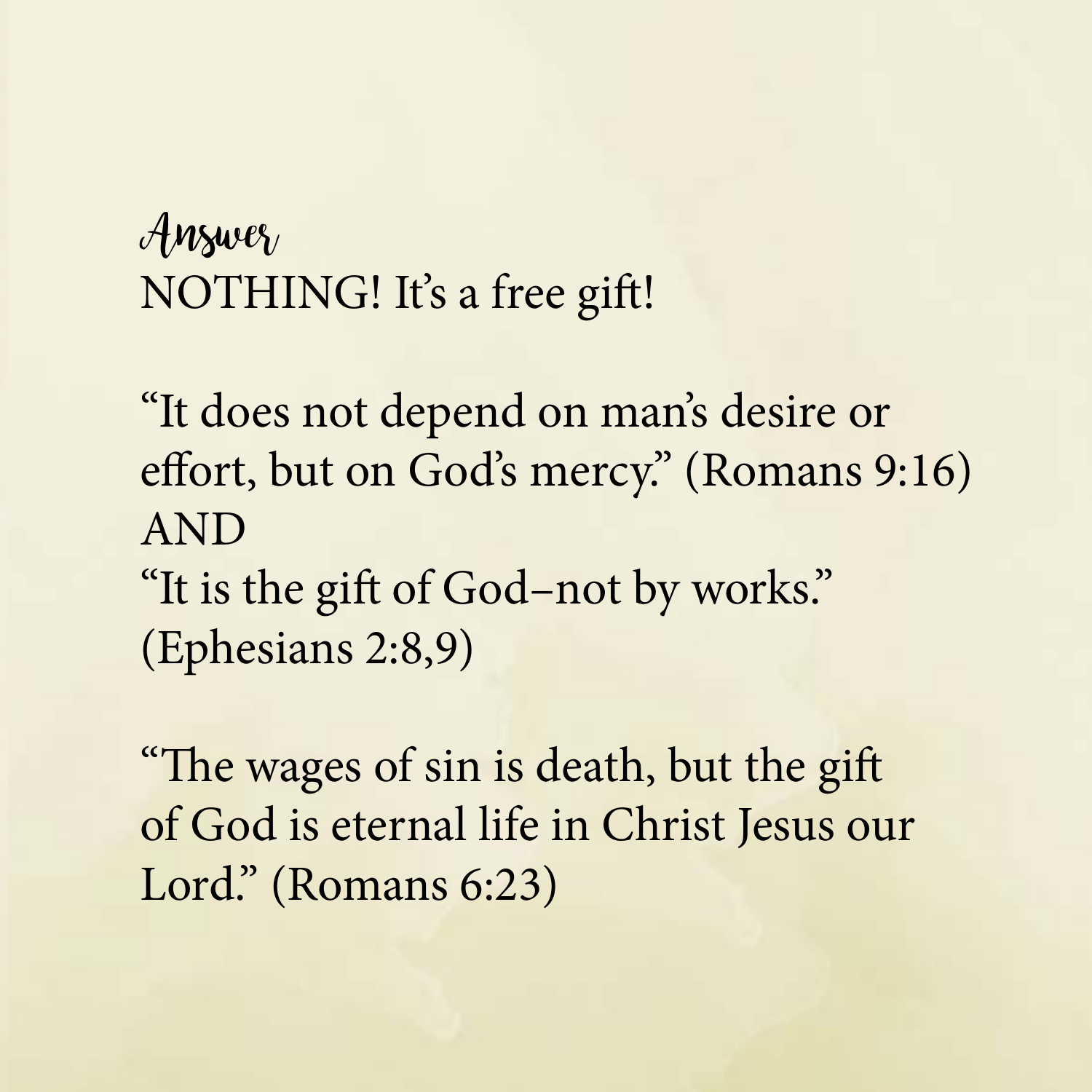*Answer*

NOTHING! It's a free gift!

"It does not depend on man's desire or effort, but on God's mercy." (Romans 9:16)
AND
"It is the gift of God–not by works." (Ephesians 2:8,9)

"The wages of sin is death, but the gift of God is eternal life in Christ Jesus our Lord." (Romans 6:23)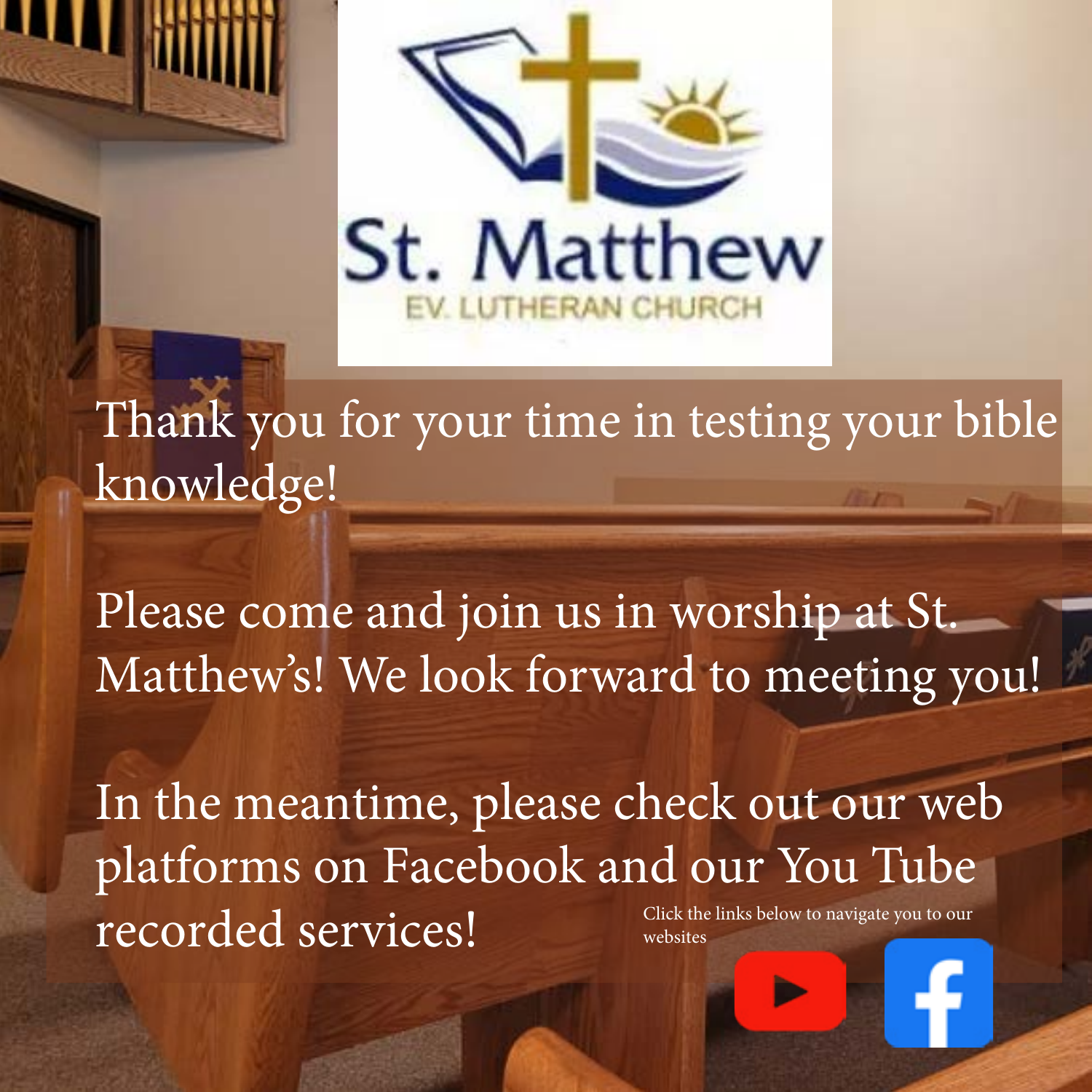St. Matthew

EV. LUTHERAN CHURCH

Thank you for your time in testing your bible knowledge!

Please come and join us in worship at St. Matthew's! We look forward to meeting you!

In the meantime, please check out our web platforms on Facebook and our You Tube recorded services!

Click the links below to navigate you to our websites